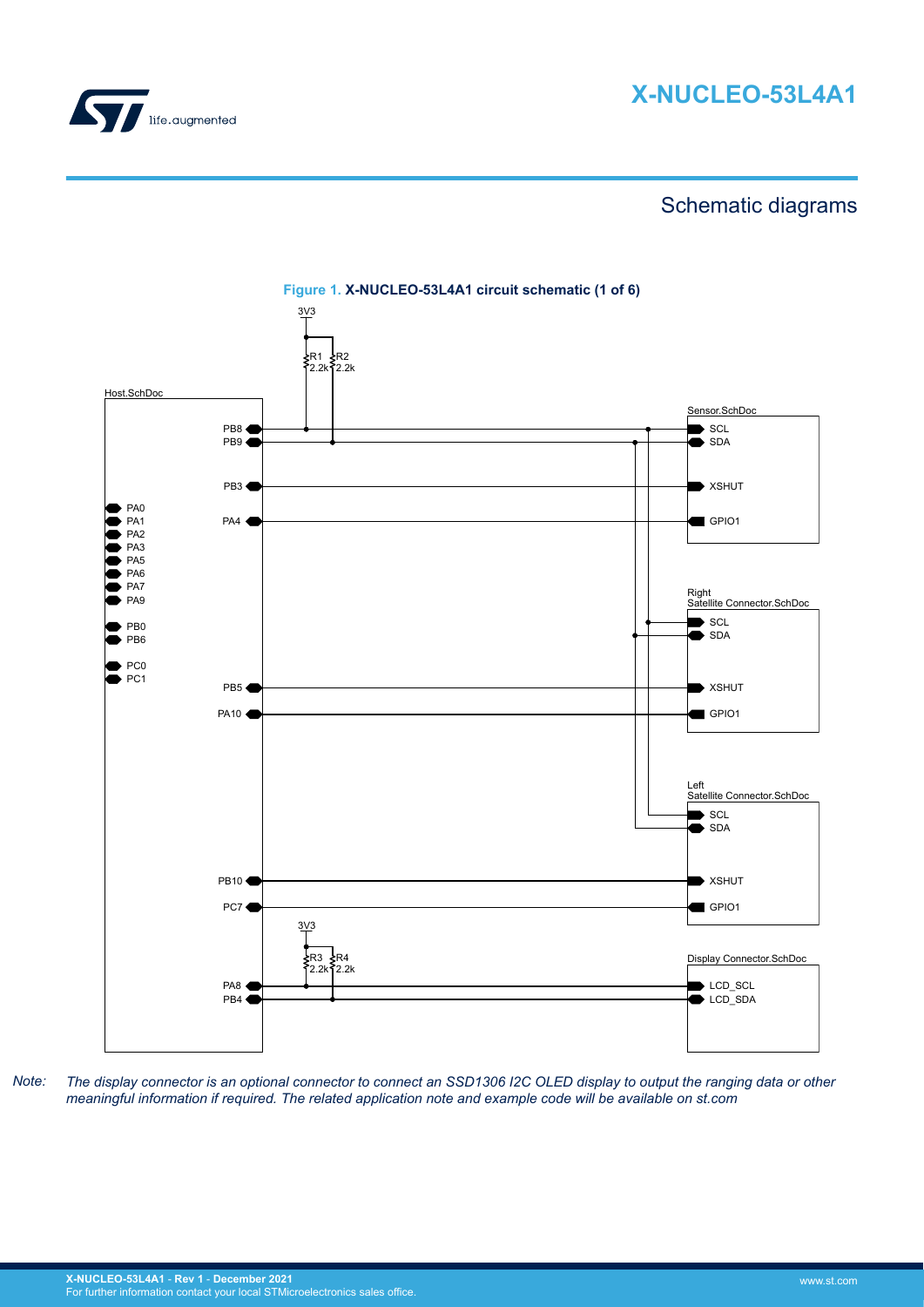# Schematic diagrams

**Figure 1. X-NUCLEO-53L4A1 circuit schematic (1 of 6)**

3V3

R1 2.2k  R2 2.2k

Host.SchDoc

PB8
PB9
PB3
PA0
PA1
PA4
PA2
PA3
PA5
PA6
PA7
PA9
PB0
PB6
PC0
PC1
PB5
PA10
PB10
PC7
PA8
PB4

3V3

R3 2.2k  R4 2.2k

Sensor.SchDoc

SCL
SDA
XSHUT
GPIO1

Right Satellite Connector.SchDoc

SCL
SDA
XSHUT
GPIO1

Left Satellite Connector.SchDoc

SCL
SDA
XSHUT
GPIO1

Display Connector.SchDoc

LCD_SCL
LCD_SDA

*Note: The display connector is an optional connector to connect an SSD1306 I2C OLED display to output the ranging data or other meaningful information if required. The related application note and example code will be available on st.com*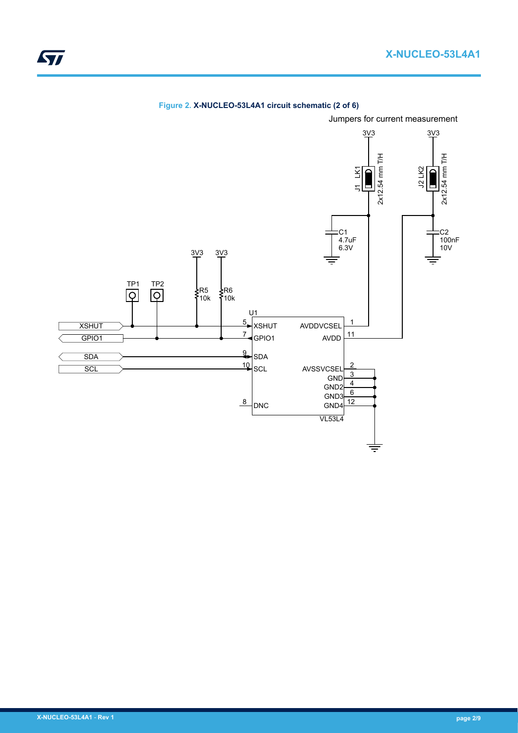**Figure 2. X-NUCLEO-53L4A1 circuit schematic (2 of 6)**

Jumpers for current measurement

3V3 3V3

J1 LK1 2x12.54 mm T/H

J2 LK2 2x12.54 mm T/H

C1 4.7uF 6.3V

C2 100nF 10V

3V3 3V3

TP1 TP2

R5 10k

R6 10k

U1

XSHUT

GPIO1

SDA

SCL

| Pin | Name | Name | Pin |
|---|---|---|---|
| 5 | XSHUT | AVDDVCSEL | 1 |
| 7 | GPIO1 | AVDD | 11 |
| 9 | SDA | | |
| 10 | SCL | AVSSVCSEL | 2 |
| | | GND | 3 |
| | | GND2 | 4 |
| | | GND3 | 6 |
| 8 | DNC | GND4 | 12 |

VL53L4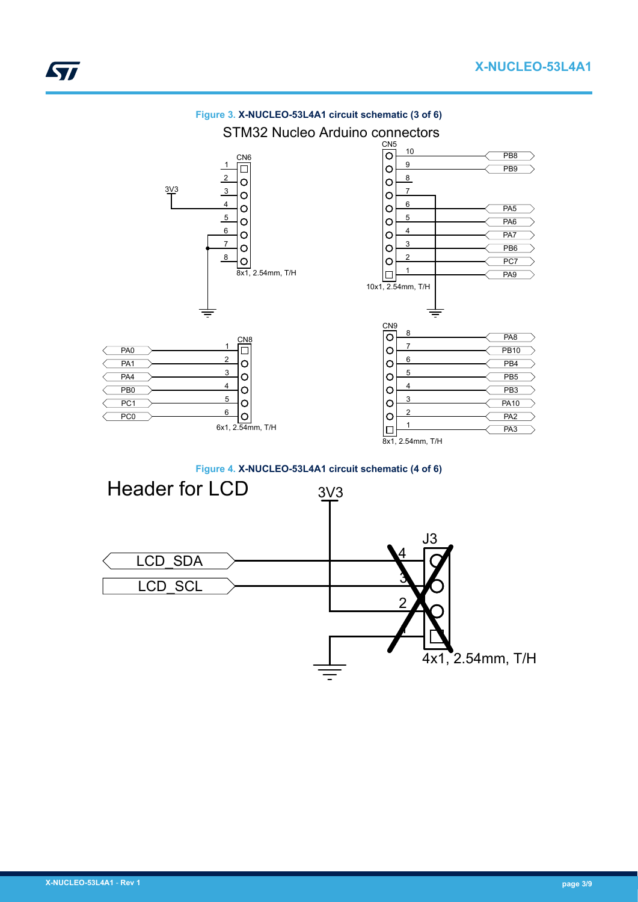**Figure 3.** **X-NUCLEO-53L4A1 circuit schematic (3 of 6)**

STM32 Nucleo Arduino connectors

CN6: 8x1, 2.54mm, T/H (pin 4: 3V3; pins 6, 7: GND)

CN5: 10x1, 2.54mm, T/H

| Pin | Signal |
|---|---|
| 10 | PB8 |
| 9 | PB9 |
| 8 | |
| 7 | GND |
| 6 | PA5 |
| 5 | PA6 |
| 4 | PA7 |
| 3 | PB6 |
| 2 | PC7 |
| 1 | PA9 |

CN8: 6x1, 2.54mm, T/H

| Pin | Signal |
|---|---|
| 1 | PA0 |
| 2 | PA1 |
| 3 | PA4 |
| 4 | PB0 |
| 5 | PC1 |
| 6 | PC0 |

CN9: 8x1, 2.54mm, T/H

| Pin | Signal |
|---|---|
| 8 | PA8 |
| 7 | PB10 |
| 6 | PB4 |
| 5 | PB5 |
| 4 | PB3 |
| 3 | PA10 |
| 2 | PA2 |
| 1 | PA3 |

**Figure 4.** **X-NUCLEO-53L4A1 circuit schematic (4 of 6)**

Header for LCD

J3: 4x1, 2.54mm, T/H (not fitted)

| Pin | Signal |
|---|---|
| 4 | LCD_SDA |
| 3 | LCD_SCL |
| 2 | 3V3 |
| 1 | GND |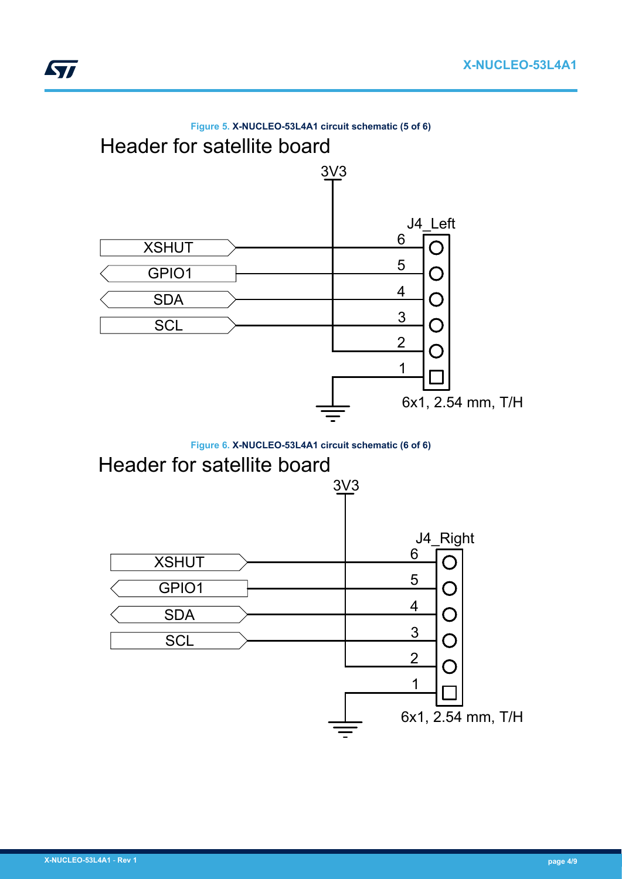Figure 5. X-NUCLEO-53L4A1 circuit schematic (5 of 6)

Header for satellite board

3V3

J4_Left

| Pin | Signal |
| --- | --- |
| 6 | XSHUT |
| 5 | GPIO1 |
| 4 | SDA |
| 3 | SCL |
| 2 | 3V3 |
| 1 | GND |

6x1, 2.54 mm, T/H

Figure 6. X-NUCLEO-53L4A1 circuit schematic (6 of 6)

Header for satellite board

3V3

J4_Right

| Pin | Signal |
| --- | --- |
| 6 | XSHUT |
| 5 | GPIO1 |
| 4 | SDA |
| 3 | SCL |
| 2 | 3V3 |
| 1 | GND |

6x1, 2.54 mm, T/H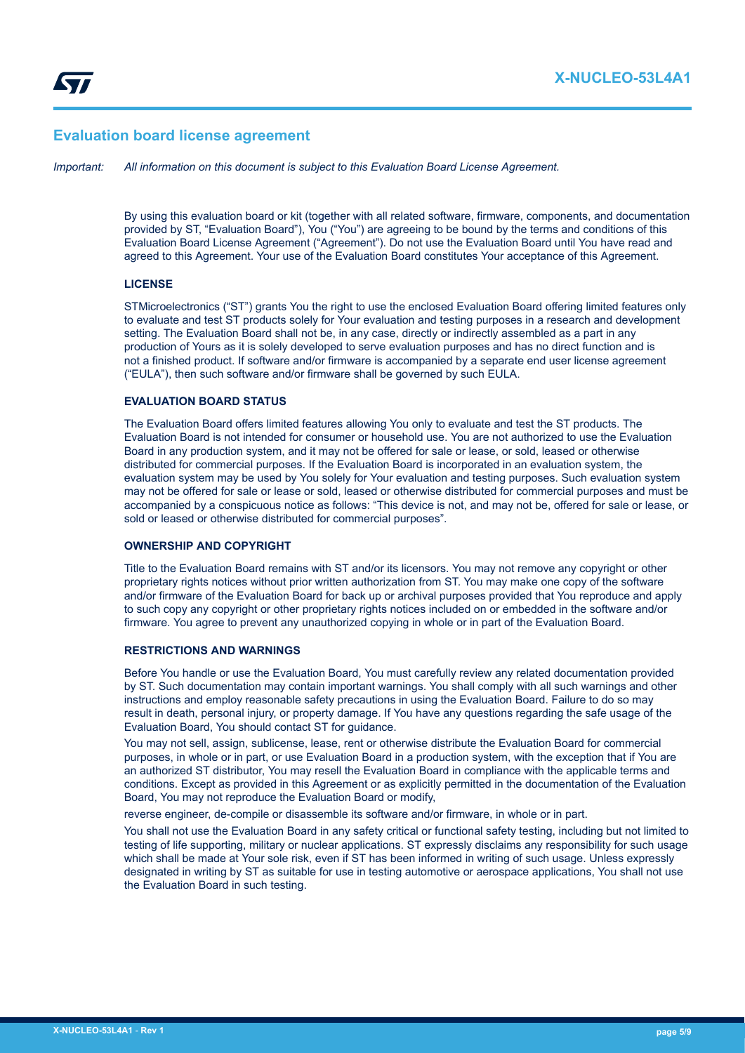## Evaluation board license agreement

*Important:* *All information on this document is subject to this Evaluation Board License Agreement.*

By using this evaluation board or kit (together with all related software, firmware, components, and documentation provided by ST, "Evaluation Board"), You ("You") are agreeing to be bound by the terms and conditions of this Evaluation Board License Agreement ("Agreement"). Do not use the Evaluation Board until You have read and agreed to this Agreement. Your use of the Evaluation Board constitutes Your acceptance of this Agreement.

### LICENSE

STMicroelectronics ("ST") grants You the right to use the enclosed Evaluation Board offering limited features only to evaluate and test ST products solely for Your evaluation and testing purposes in a research and development setting. The Evaluation Board shall not be, in any case, directly or indirectly assembled as a part in any production of Yours as it is solely developed to serve evaluation purposes and has no direct function and is not a finished product. If software and/or firmware is accompanied by a separate end user license agreement ("EULA"), then such software and/or firmware shall be governed by such EULA.

### EVALUATION BOARD STATUS

The Evaluation Board offers limited features allowing You only to evaluate and test the ST products. The Evaluation Board is not intended for consumer or household use. You are not authorized to use the Evaluation Board in any production system, and it may not be offered for sale or lease, or sold, leased or otherwise distributed for commercial purposes. If the Evaluation Board is incorporated in an evaluation system, the evaluation system may be used by You solely for Your evaluation and testing purposes. Such evaluation system may not be offered for sale or lease or sold, leased or otherwise distributed for commercial purposes and must be accompanied by a conspicuous notice as follows: "This device is not, and may not be, offered for sale or lease, or sold or leased or otherwise distributed for commercial purposes".

### OWNERSHIP AND COPYRIGHT

Title to the Evaluation Board remains with ST and/or its licensors. You may not remove any copyright or other proprietary rights notices without prior written authorization from ST. You may make one copy of the software and/or firmware of the Evaluation Board for back up or archival purposes provided that You reproduce and apply to such copy any copyright or other proprietary rights notices included on or embedded in the software and/or firmware. You agree to prevent any unauthorized copying in whole or in part of the Evaluation Board.

### RESTRICTIONS AND WARNINGS

Before You handle or use the Evaluation Board, You must carefully review any related documentation provided by ST. Such documentation may contain important warnings. You shall comply with all such warnings and other instructions and employ reasonable safety precautions in using the Evaluation Board. Failure to do so may result in death, personal injury, or property damage. If You have any questions regarding the safe usage of the Evaluation Board, You should contact ST for guidance.

You may not sell, assign, sublicense, lease, rent or otherwise distribute the Evaluation Board for commercial purposes, in whole or in part, or use Evaluation Board in a production system, with the exception that if You are an authorized ST distributor, You may resell the Evaluation Board in compliance with the applicable terms and conditions. Except as provided in this Agreement or as explicitly permitted in the documentation of the Evaluation Board, You may not reproduce the Evaluation Board or modify,

reverse engineer, de-compile or disassemble its software and/or firmware, in whole or in part.

You shall not use the Evaluation Board in any safety critical or functional safety testing, including but not limited to testing of life supporting, military or nuclear applications. ST expressly disclaims any responsibility for such usage which shall be made at Your sole risk, even if ST has been informed in writing of such usage. Unless expressly designated in writing by ST as suitable for use in testing automotive or aerospace applications, You shall not use the Evaluation Board in such testing.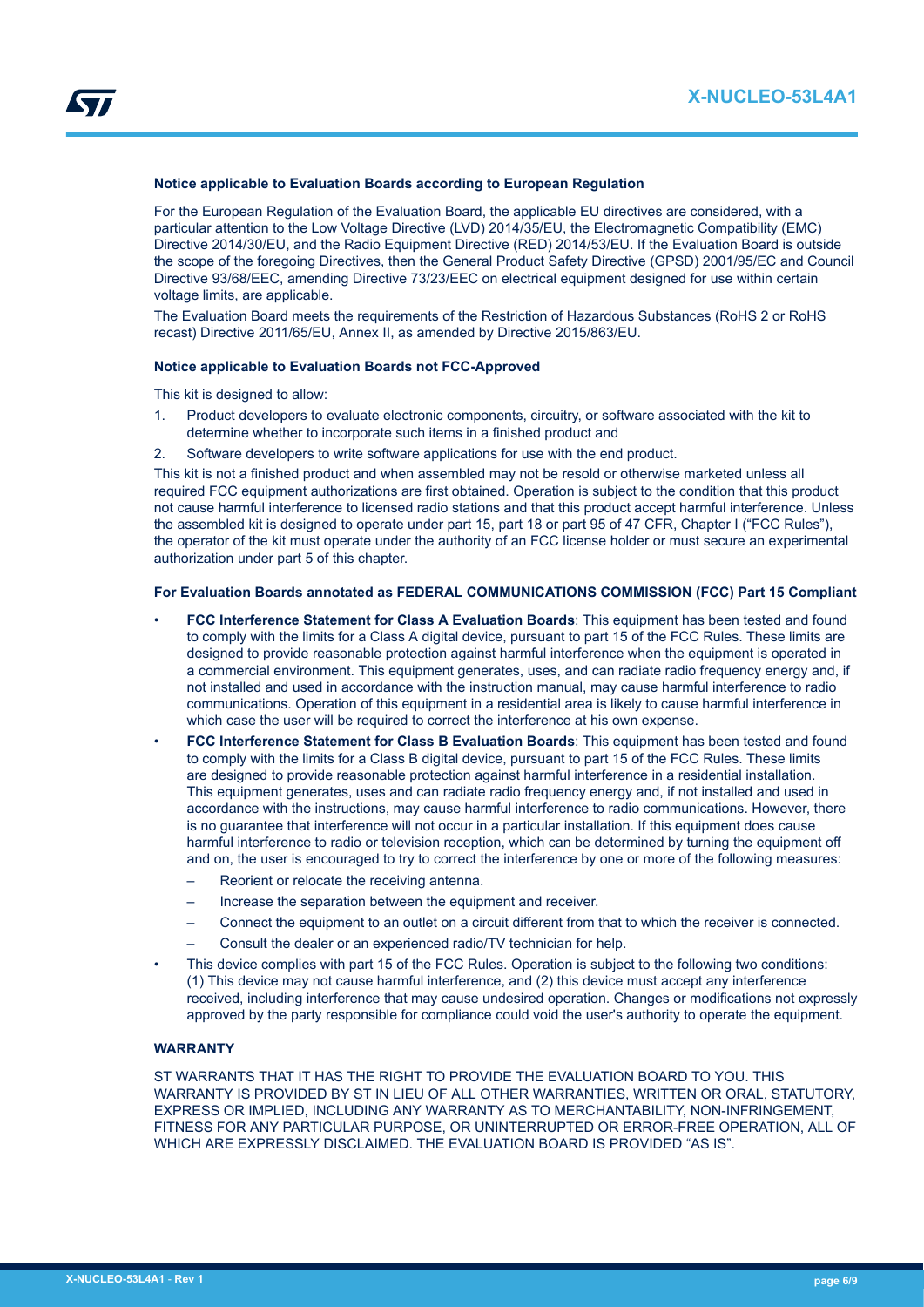### Notice applicable to Evaluation Boards according to European Regulation

For the European Regulation of the Evaluation Board, the applicable EU directives are considered, with a particular attention to the Low Voltage Directive (LVD) 2014/35/EU, the Electromagnetic Compatibility (EMC) Directive 2014/30/EU, and the Radio Equipment Directive (RED) 2014/53/EU. If the Evaluation Board is outside the scope of the foregoing Directives, then the General Product Safety Directive (GPSD) 2001/95/EC and Council Directive 93/68/EEC, amending Directive 73/23/EEC on electrical equipment designed for use within certain voltage limits, are applicable.

The Evaluation Board meets the requirements of the Restriction of Hazardous Substances (RoHS 2 or RoHS recast) Directive 2011/65/EU, Annex II, as amended by Directive 2015/863/EU.

### Notice applicable to Evaluation Boards not FCC-Approved

This kit is designed to allow:

1. Product developers to evaluate electronic components, circuitry, or software associated with the kit to determine whether to incorporate such items in a finished product and
2. Software developers to write software applications for use with the end product.

This kit is not a finished product and when assembled may not be resold or otherwise marketed unless all required FCC equipment authorizations are first obtained. Operation is subject to the condition that this product not cause harmful interference to licensed radio stations and that this product accept harmful interference. Unless the assembled kit is designed to operate under part 15, part 18 or part 95 of 47 CFR, Chapter I ("FCC Rules"), the operator of the kit must operate under the authority of an FCC license holder or must secure an experimental authorization under part 5 of this chapter.

### For Evaluation Boards annotated as FEDERAL COMMUNICATIONS COMMISSION (FCC) Part 15 Compliant

- **FCC Interference Statement for Class A Evaluation Boards**: This equipment has been tested and found to comply with the limits for a Class A digital device, pursuant to part 15 of the FCC Rules. These limits are designed to provide reasonable protection against harmful interference when the equipment is operated in a commercial environment. This equipment generates, uses, and can radiate radio frequency energy and, if not installed and used in accordance with the instruction manual, may cause harmful interference to radio communications. Operation of this equipment in a residential area is likely to cause harmful interference in which case the user will be required to correct the interference at his own expense.
- **FCC Interference Statement for Class B Evaluation Boards**: This equipment has been tested and found to comply with the limits for a Class B digital device, pursuant to part 15 of the FCC Rules. These limits are designed to provide reasonable protection against harmful interference in a residential installation. This equipment generates, uses and can radiate radio frequency energy and, if not installed and used in accordance with the instructions, may cause harmful interference to radio communications. However, there is no guarantee that interference will not occur in a particular installation. If this equipment does cause harmful interference to radio or television reception, which can be determined by turning the equipment off and on, the user is encouraged to try to correct the interference by one or more of the following measures:
  - Reorient or relocate the receiving antenna.
  - Increase the separation between the equipment and receiver.
  - Connect the equipment to an outlet on a circuit different from that to which the receiver is connected.
  - Consult the dealer or an experienced radio/TV technician for help.
- This device complies with part 15 of the FCC Rules. Operation is subject to the following two conditions: (1) This device may not cause harmful interference, and (2) this device must accept any interference received, including interference that may cause undesired operation. Changes or modifications not expressly approved by the party responsible for compliance could void the user's authority to operate the equipment.

### WARRANTY

ST WARRANTS THAT IT HAS THE RIGHT TO PROVIDE THE EVALUATION BOARD TO YOU. THIS WARRANTY IS PROVIDED BY ST IN LIEU OF ALL OTHER WARRANTIES, WRITTEN OR ORAL, STATUTORY, EXPRESS OR IMPLIED, INCLUDING ANY WARRANTY AS TO MERCHANTABILITY, NON-INFRINGEMENT, FITNESS FOR ANY PARTICULAR PURPOSE, OR UNINTERRUPTED OR ERROR-FREE OPERATION, ALL OF WHICH ARE EXPRESSLY DISCLAIMED. THE EVALUATION BOARD IS PROVIDED "AS IS".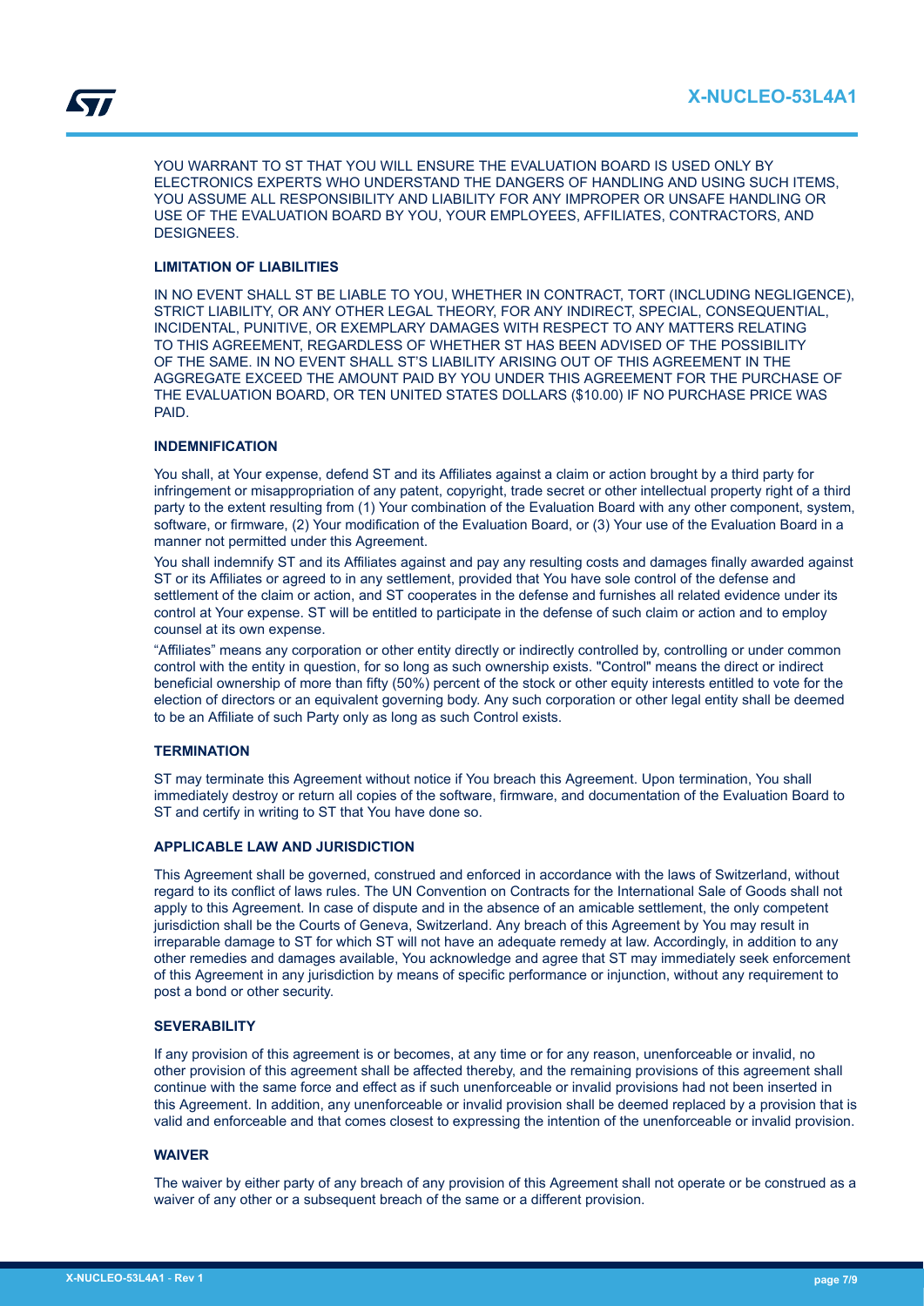YOU WARRANT TO ST THAT YOU WILL ENSURE THE EVALUATION BOARD IS USED ONLY BY ELECTRONICS EXPERTS WHO UNDERSTAND THE DANGERS OF HANDLING AND USING SUCH ITEMS, YOU ASSUME ALL RESPONSIBILITY AND LIABILITY FOR ANY IMPROPER OR UNSAFE HANDLING OR USE OF THE EVALUATION BOARD BY YOU, YOUR EMPLOYEES, AFFILIATES, CONTRACTORS, AND DESIGNEES.

**LIMITATION OF LIABILITIES**

IN NO EVENT SHALL ST BE LIABLE TO YOU, WHETHER IN CONTRACT, TORT (INCLUDING NEGLIGENCE), STRICT LIABILITY, OR ANY OTHER LEGAL THEORY, FOR ANY INDIRECT, SPECIAL, CONSEQUENTIAL, INCIDENTAL, PUNITIVE, OR EXEMPLARY DAMAGES WITH RESPECT TO ANY MATTERS RELATING TO THIS AGREEMENT, REGARDLESS OF WHETHER ST HAS BEEN ADVISED OF THE POSSIBILITY OF THE SAME. IN NO EVENT SHALL ST'S LIABILITY ARISING OUT OF THIS AGREEMENT IN THE AGGREGATE EXCEED THE AMOUNT PAID BY YOU UNDER THIS AGREEMENT FOR THE PURCHASE OF THE EVALUATION BOARD, OR TEN UNITED STATES DOLLARS ($10.00) IF NO PURCHASE PRICE WAS PAID.

**INDEMNIFICATION**

You shall, at Your expense, defend ST and its Affiliates against a claim or action brought by a third party for infringement or misappropriation of any patent, copyright, trade secret or other intellectual property right of a third party to the extent resulting from (1) Your combination of the Evaluation Board with any other component, system, software, or firmware, (2) Your modification of the Evaluation Board, or (3) Your use of the Evaluation Board in a manner not permitted under this Agreement.

You shall indemnify ST and its Affiliates against and pay any resulting costs and damages finally awarded against ST or its Affiliates or agreed to in any settlement, provided that You have sole control of the defense and settlement of the claim or action, and ST cooperates in the defense and furnishes all related evidence under its control at Your expense. ST will be entitled to participate in the defense of such claim or action and to employ counsel at its own expense.

"Affiliates" means any corporation or other entity directly or indirectly controlled by, controlling or under common control with the entity in question, for so long as such ownership exists. "Control" means the direct or indirect beneficial ownership of more than fifty (50%) percent of the stock or other equity interests entitled to vote for the election of directors or an equivalent governing body. Any such corporation or other legal entity shall be deemed to be an Affiliate of such Party only as long as such Control exists.

**TERMINATION**

ST may terminate this Agreement without notice if You breach this Agreement. Upon termination, You shall immediately destroy or return all copies of the software, firmware, and documentation of the Evaluation Board to ST and certify in writing to ST that You have done so.

**APPLICABLE LAW AND JURISDICTION**

This Agreement shall be governed, construed and enforced in accordance with the laws of Switzerland, without regard to its conflict of laws rules. The UN Convention on Contracts for the International Sale of Goods shall not apply to this Agreement. In case of dispute and in the absence of an amicable settlement, the only competent jurisdiction shall be the Courts of Geneva, Switzerland. Any breach of this Agreement by You may result in irreparable damage to ST for which ST will not have an adequate remedy at law. Accordingly, in addition to any other remedies and damages available, You acknowledge and agree that ST may immediately seek enforcement of this Agreement in any jurisdiction by means of specific performance or injunction, without any requirement to post a bond or other security.

**SEVERABILITY**

If any provision of this agreement is or becomes, at any time or for any reason, unenforceable or invalid, no other provision of this agreement shall be affected thereby, and the remaining provisions of this agreement shall continue with the same force and effect as if such unenforceable or invalid provisions had not been inserted in this Agreement. In addition, any unenforceable or invalid provision shall be deemed replaced by a provision that is valid and enforceable and that comes closest to expressing the intention of the unenforceable or invalid provision.

**WAIVER**

The waiver by either party of any breach of any provision of this Agreement shall not operate or be construed as a waiver of any other or a subsequent breach of the same or a different provision.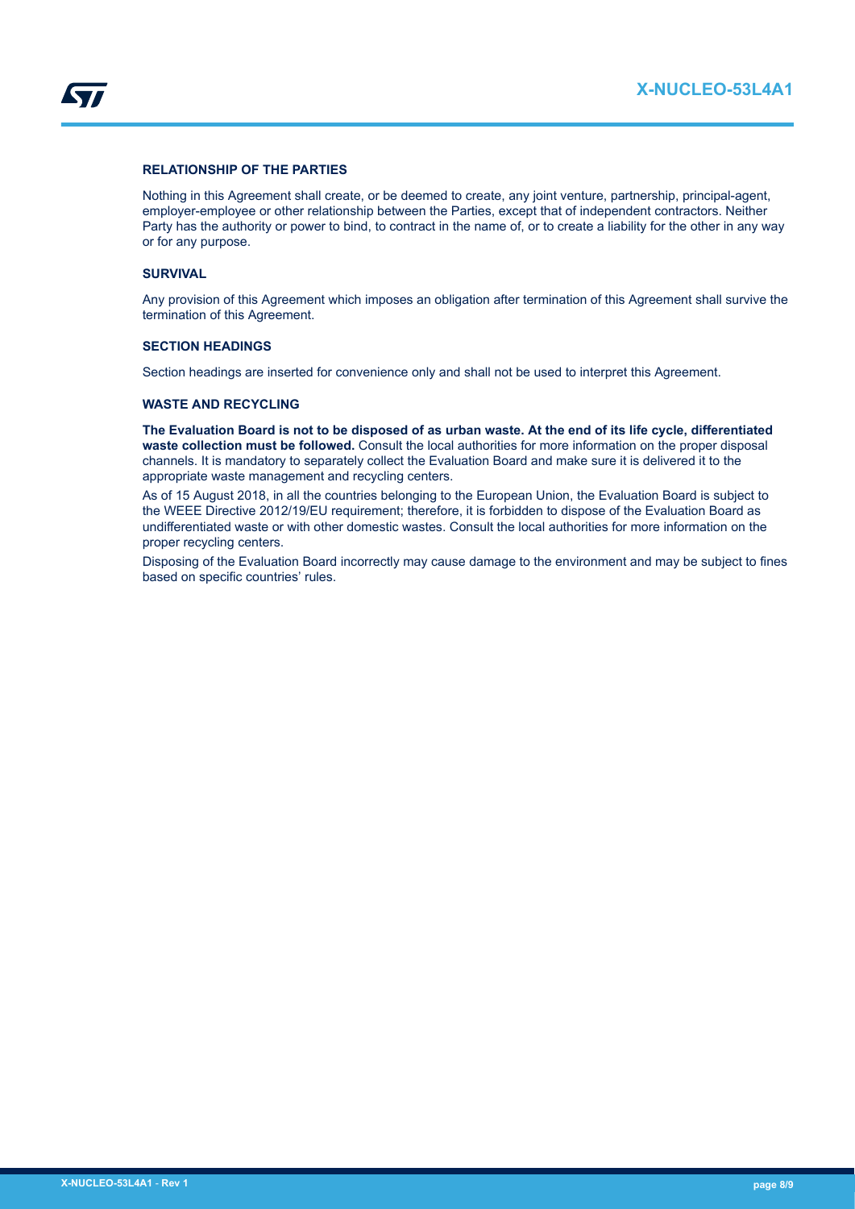### RELATIONSHIP OF THE PARTIES

Nothing in this Agreement shall create, or be deemed to create, any joint venture, partnership, principal-agent, employer-employee or other relationship between the Parties, except that of independent contractors. Neither Party has the authority or power to bind, to contract in the name of, or to create a liability for the other in any way or for any purpose.

### SURVIVAL

Any provision of this Agreement which imposes an obligation after termination of this Agreement shall survive the termination of this Agreement.

### SECTION HEADINGS

Section headings are inserted for convenience only and shall not be used to interpret this Agreement.

### WASTE AND RECYCLING

**The Evaluation Board is not to be disposed of as urban waste. At the end of its life cycle, differentiated waste collection must be followed.** Consult the local authorities for more information on the proper disposal channels. It is mandatory to separately collect the Evaluation Board and make sure it is delivered it to the appropriate waste management and recycling centers.

As of 15 August 2018, in all the countries belonging to the European Union, the Evaluation Board is subject to the WEEE Directive 2012/19/EU requirement; therefore, it is forbidden to dispose of the Evaluation Board as undifferentiated waste or with other domestic wastes. Consult the local authorities for more information on the proper recycling centers.

Disposing of the Evaluation Board incorrectly may cause damage to the environment and may be subject to fines based on specific countries' rules.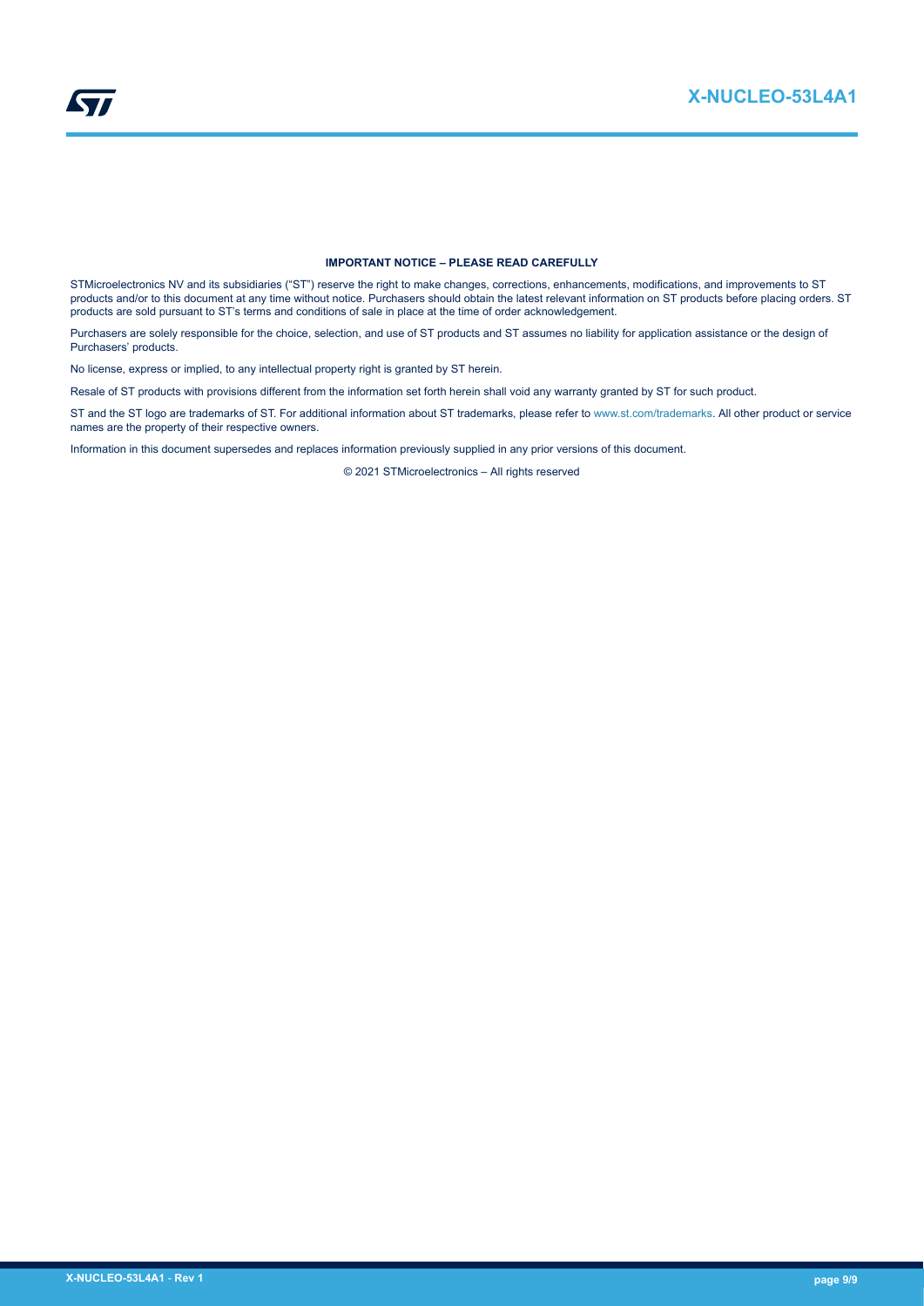**IMPORTANT NOTICE – PLEASE READ CAREFULLY**

STMicroelectronics NV and its subsidiaries ("ST") reserve the right to make changes, corrections, enhancements, modifications, and improvements to ST products and/or to this document at any time without notice. Purchasers should obtain the latest relevant information on ST products before placing orders. ST products are sold pursuant to ST's terms and conditions of sale in place at the time of order acknowledgement.

Purchasers are solely responsible for the choice, selection, and use of ST products and ST assumes no liability for application assistance or the design of Purchasers' products.

No license, express or implied, to any intellectual property right is granted by ST herein.

Resale of ST products with provisions different from the information set forth herein shall void any warranty granted by ST for such product.

ST and the ST logo are trademarks of ST. For additional information about ST trademarks, please refer to www.st.com/trademarks. All other product or service names are the property of their respective owners.

Information in this document supersedes and replaces information previously supplied in any prior versions of this document.

© 2021 STMicroelectronics – All rights reserved